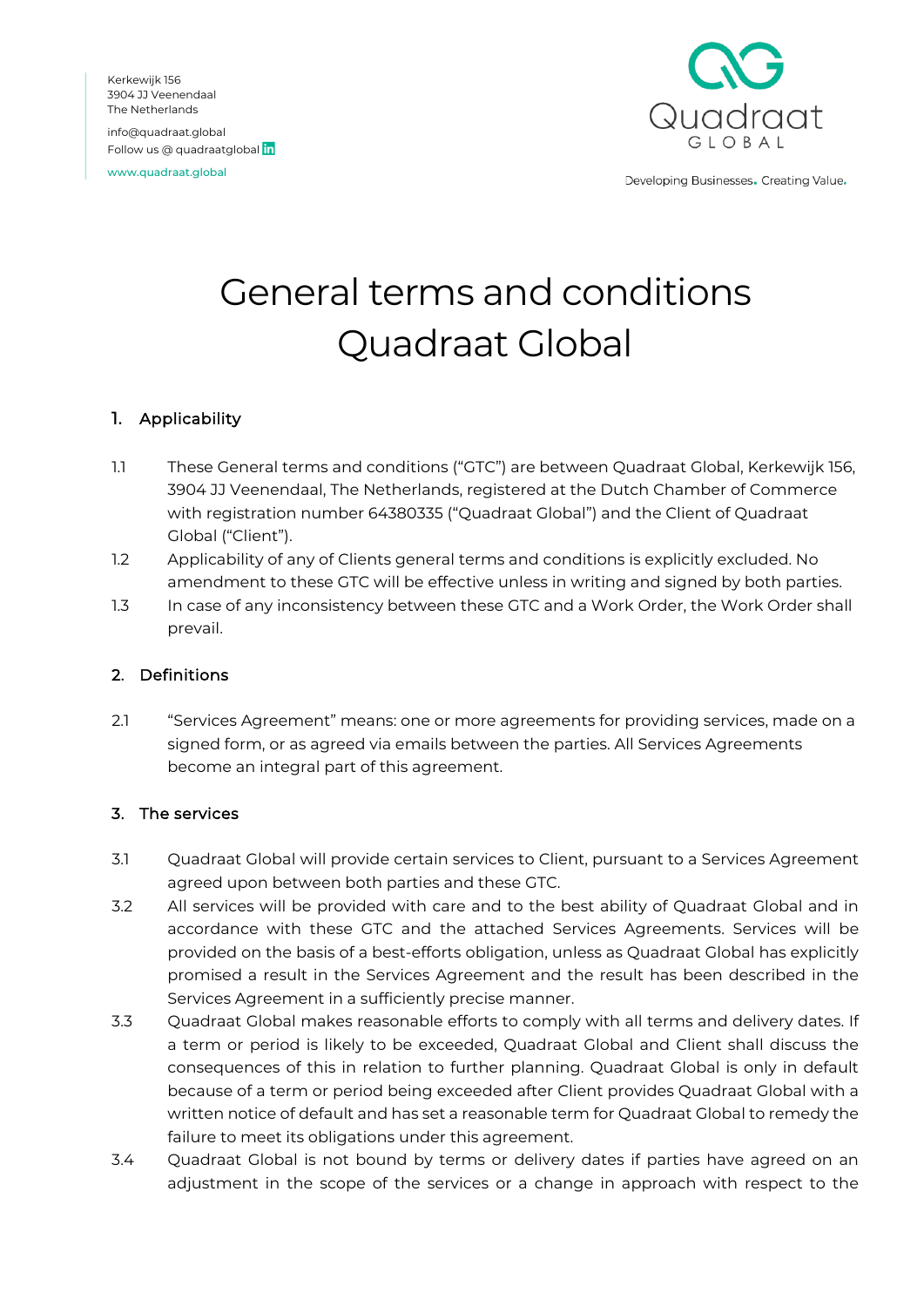Kerkewijk 156
3904 JJ Veenendaal
The Netherlands

info@quadraat.global
Follow us @ quadraatglobal

www.quadraat.global

Quadraat GLOBAL

Developing Businesses. Creating Value.

# General terms and conditions Quadraat Global

## 1. Applicability

1.1 These General terms and conditions ("GTC") are between Quadraat Global, Kerkewijk 156, 3904 JJ Veenendaal, The Netherlands, registered at the Dutch Chamber of Commerce with registration number 64380335 ("Quadraat Global") and the Client of Quadraat Global ("Client").

1.2 Applicability of any of Clients general terms and conditions is explicitly excluded. No amendment to these GTC will be effective unless in writing and signed by both parties.

1.3 In case of any inconsistency between these GTC and a Work Order, the Work Order shall prevail.

## 2. Definitions

2.1 "Services Agreement" means: one or more agreements for providing services, made on a signed form, or as agreed via emails between the parties. All Services Agreements become an integral part of this agreement.

## 3. The services

3.1 Quadraat Global will provide certain services to Client, pursuant to a Services Agreement agreed upon between both parties and these GTC.

3.2 All services will be provided with care and to the best ability of Quadraat Global and in accordance with these GTC and the attached Services Agreements. Services will be provided on the basis of a best-efforts obligation, unless as Quadraat Global has explicitly promised a result in the Services Agreement and the result has been described in the Services Agreement in a sufficiently precise manner.

3.3 Quadraat Global makes reasonable efforts to comply with all terms and delivery dates. If a term or period is likely to be exceeded, Quadraat Global and Client shall discuss the consequences of this in relation to further planning. Quadraat Global is only in default because of a term or period being exceeded after Client provides Quadraat Global with a written notice of default and has set a reasonable term for Quadraat Global to remedy the failure to meet its obligations under this agreement.

3.4 Quadraat Global is not bound by terms or delivery dates if parties have agreed on an adjustment in the scope of the services or a change in approach with respect to the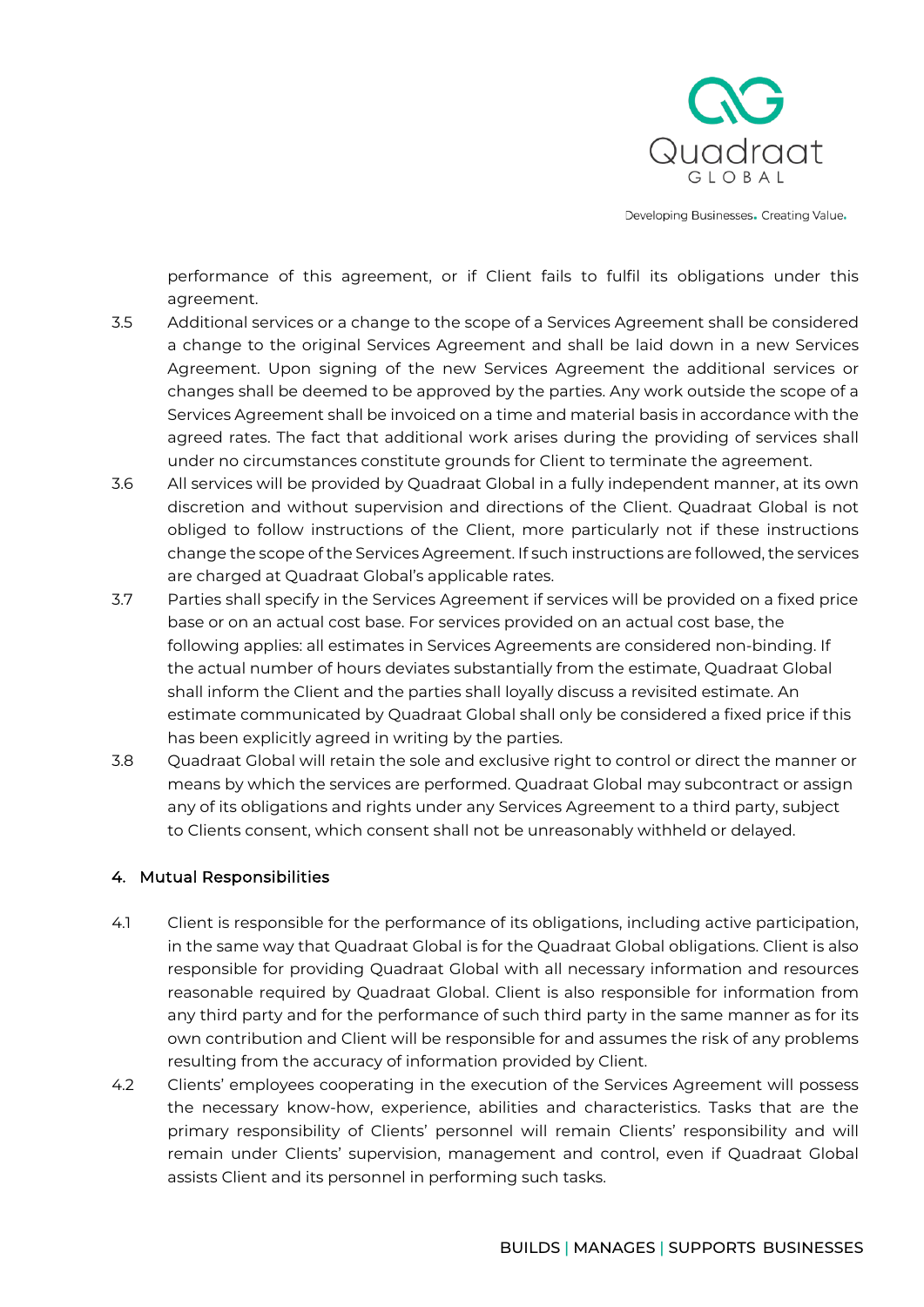performance of this agreement, or if Client fails to fulfil its obligations under this agreement.

3.5 Additional services or a change to the scope of a Services Agreement shall be considered a change to the original Services Agreement and shall be laid down in a new Services Agreement. Upon signing of the new Services Agreement the additional services or changes shall be deemed to be approved by the parties. Any work outside the scope of a Services Agreement shall be invoiced on a time and material basis in accordance with the agreed rates. The fact that additional work arises during the providing of services shall under no circumstances constitute grounds for Client to terminate the agreement.

3.6 All services will be provided by Quadraat Global in a fully independent manner, at its own discretion and without supervision and directions of the Client. Quadraat Global is not obliged to follow instructions of the Client, more particularly not if these instructions change the scope of the Services Agreement. If such instructions are followed, the services are charged at Quadraat Global's applicable rates.

3.7 Parties shall specify in the Services Agreement if services will be provided on a fixed price base or on an actual cost base. For services provided on an actual cost base, the following applies: all estimates in Services Agreements are considered non-binding. If the actual number of hours deviates substantially from the estimate, Quadraat Global shall inform the Client and the parties shall loyally discuss a revisited estimate. An estimate communicated by Quadraat Global shall only be considered a fixed price if this has been explicitly agreed in writing by the parties.

3.8 Quadraat Global will retain the sole and exclusive right to control or direct the manner or means by which the services are performed. Quadraat Global may subcontract or assign any of its obligations and rights under any Services Agreement to a third party, subject to Clients consent, which consent shall not be unreasonably withheld or delayed.

## 4. Mutual Responsibilities

4.1 Client is responsible for the performance of its obligations, including active participation, in the same way that Quadraat Global is for the Quadraat Global obligations. Client is also responsible for providing Quadraat Global with all necessary information and resources reasonable required by Quadraat Global. Client is also responsible for information from any third party and for the performance of such third party in the same manner as for its own contribution and Client will be responsible for and assumes the risk of any problems resulting from the accuracy of information provided by Client.

4.2 Clients' employees cooperating in the execution of the Services Agreement will possess the necessary know-how, experience, abilities and characteristics. Tasks that are the primary responsibility of Clients' personnel will remain Clients' responsibility and will remain under Clients' supervision, management and control, even if Quadraat Global assists Client and its personnel in performing such tasks.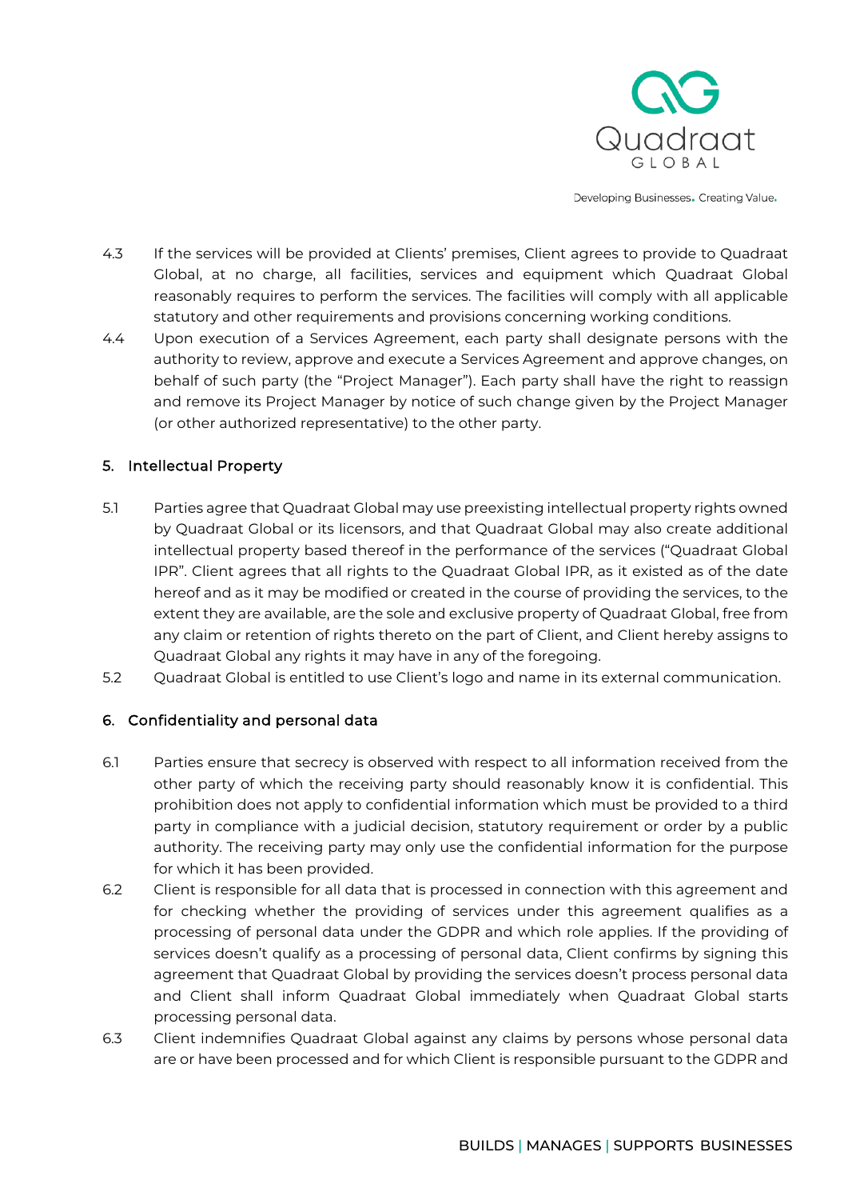4.3 If the services will be provided at Clients' premises, Client agrees to provide to Quadraat Global, at no charge, all facilities, services and equipment which Quadraat Global reasonably requires to perform the services. The facilities will comply with all applicable statutory and other requirements and provisions concerning working conditions.

4.4 Upon execution of a Services Agreement, each party shall designate persons with the authority to review, approve and execute a Services Agreement and approve changes, on behalf of such party (the "Project Manager"). Each party shall have the right to reassign and remove its Project Manager by notice of such change given by the Project Manager (or other authorized representative) to the other party.

## 5. Intellectual Property

5.1 Parties agree that Quadraat Global may use preexisting intellectual property rights owned by Quadraat Global or its licensors, and that Quadraat Global may also create additional intellectual property based thereof in the performance of the services ("Quadraat Global IPR". Client agrees that all rights to the Quadraat Global IPR, as it existed as of the date hereof and as it may be modified or created in the course of providing the services, to the extent they are available, are the sole and exclusive property of Quadraat Global, free from any claim or retention of rights thereto on the part of Client, and Client hereby assigns to Quadraat Global any rights it may have in any of the foregoing.

5.2 Quadraat Global is entitled to use Client's logo and name in its external communication.

## 6. Confidentiality and personal data

6.1 Parties ensure that secrecy is observed with respect to all information received from the other party of which the receiving party should reasonably know it is confidential. This prohibition does not apply to confidential information which must be provided to a third party in compliance with a judicial decision, statutory requirement or order by a public authority. The receiving party may only use the confidential information for the purpose for which it has been provided.

6.2 Client is responsible for all data that is processed in connection with this agreement and for checking whether the providing of services under this agreement qualifies as a processing of personal data under the GDPR and which role applies. If the providing of services doesn't qualify as a processing of personal data, Client confirms by signing this agreement that Quadraat Global by providing the services doesn't process personal data and Client shall inform Quadraat Global immediately when Quadraat Global starts processing personal data.

6.3 Client indemnifies Quadraat Global against any claims by persons whose personal data are or have been processed and for which Client is responsible pursuant to the GDPR and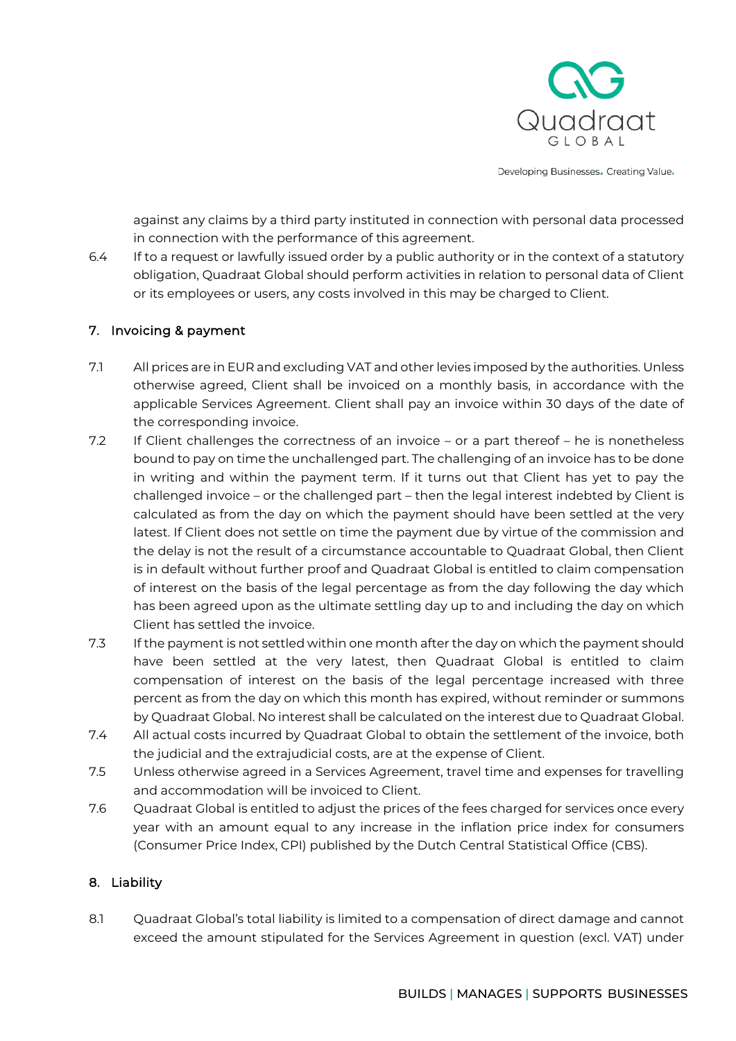against any claims by a third party instituted in connection with personal data processed in connection with the performance of this agreement.

6.4 If to a request or lawfully issued order by a public authority or in the context of a statutory obligation, Quadraat Global should perform activities in relation to personal data of Client or its employees or users, any costs involved in this may be charged to Client.

## 7. Invoicing & payment

7.1 All prices are in EUR and excluding VAT and other levies imposed by the authorities. Unless otherwise agreed, Client shall be invoiced on a monthly basis, in accordance with the applicable Services Agreement. Client shall pay an invoice within 30 days of the date of the corresponding invoice.

7.2 If Client challenges the correctness of an invoice – or a part thereof – he is nonetheless bound to pay on time the unchallenged part. The challenging of an invoice has to be done in writing and within the payment term. If it turns out that Client has yet to pay the challenged invoice – or the challenged part – then the legal interest indebted by Client is calculated as from the day on which the payment should have been settled at the very latest. If Client does not settle on time the payment due by virtue of the commission and the delay is not the result of a circumstance accountable to Quadraat Global, then Client is in default without further proof and Quadraat Global is entitled to claim compensation of interest on the basis of the legal percentage as from the day following the day which has been agreed upon as the ultimate settling day up to and including the day on which Client has settled the invoice.

7.3 If the payment is not settled within one month after the day on which the payment should have been settled at the very latest, then Quadraat Global is entitled to claim compensation of interest on the basis of the legal percentage increased with three percent as from the day on which this month has expired, without reminder or summons by Quadraat Global. No interest shall be calculated on the interest due to Quadraat Global.

7.4 All actual costs incurred by Quadraat Global to obtain the settlement of the invoice, both the judicial and the extrajudicial costs, are at the expense of Client.

7.5 Unless otherwise agreed in a Services Agreement, travel time and expenses for travelling and accommodation will be invoiced to Client.

7.6 Quadraat Global is entitled to adjust the prices of the fees charged for services once every year with an amount equal to any increase in the inflation price index for consumers (Consumer Price Index, CPI) published by the Dutch Central Statistical Office (CBS).

## 8. Liability

8.1 Quadraat Global's total liability is limited to a compensation of direct damage and cannot exceed the amount stipulated for the Services Agreement in question (excl. VAT) under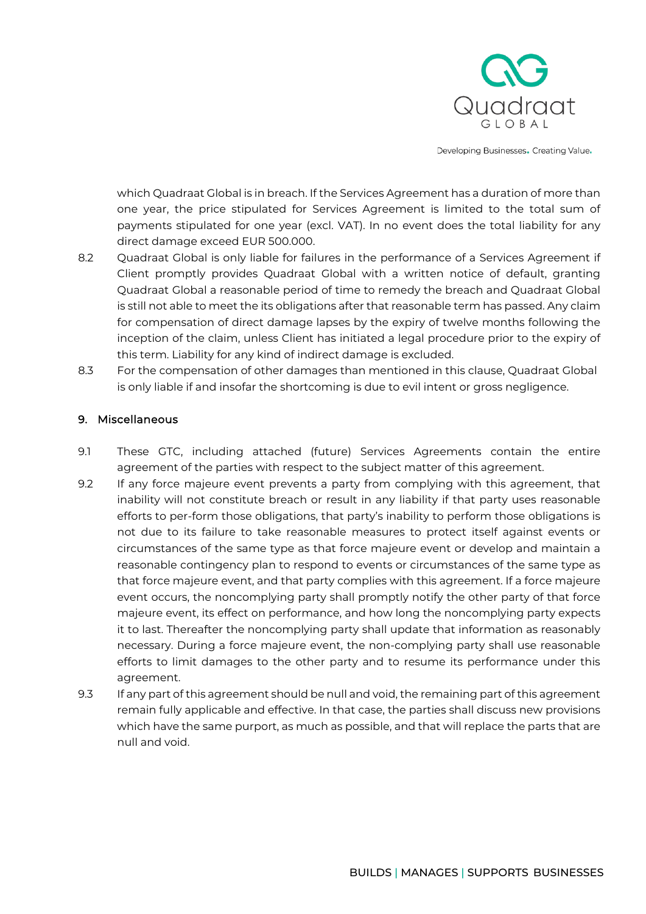which Quadraat Global is in breach. If the Services Agreement has a duration of more than one year, the price stipulated for Services Agreement is limited to the total sum of payments stipulated for one year (excl. VAT). In no event does the total liability for any direct damage exceed EUR 500.000.

8.2 Quadraat Global is only liable for failures in the performance of a Services Agreement if Client promptly provides Quadraat Global with a written notice of default, granting Quadraat Global a reasonable period of time to remedy the breach and Quadraat Global is still not able to meet the its obligations after that reasonable term has passed. Any claim for compensation of direct damage lapses by the expiry of twelve months following the inception of the claim, unless Client has initiated a legal procedure prior to the expiry of this term. Liability for any kind of indirect damage is excluded.

8.3 For the compensation of other damages than mentioned in this clause, Quadraat Global is only liable if and insofar the shortcoming is due to evil intent or gross negligence.

## 9. Miscellaneous

9.1 These GTC, including attached (future) Services Agreements contain the entire agreement of the parties with respect to the subject matter of this agreement.

9.2 If any force majeure event prevents a party from complying with this agreement, that inability will not constitute breach or result in any liability if that party uses reasonable efforts to per-form those obligations, that party's inability to perform those obligations is not due to its failure to take reasonable measures to protect itself against events or circumstances of the same type as that force majeure event or develop and maintain a reasonable contingency plan to respond to events or circumstances of the same type as that force majeure event, and that party complies with this agreement. If a force majeure event occurs, the noncomplying party shall promptly notify the other party of that force majeure event, its effect on performance, and how long the noncomplying party expects it to last. Thereafter the noncomplying party shall update that information as reasonably necessary. During a force majeure event, the non-complying party shall use reasonable efforts to limit damages to the other party and to resume its performance under this agreement.

9.3 If any part of this agreement should be null and void, the remaining part of this agreement remain fully applicable and effective. In that case, the parties shall discuss new provisions which have the same purport, as much as possible, and that will replace the parts that are null and void.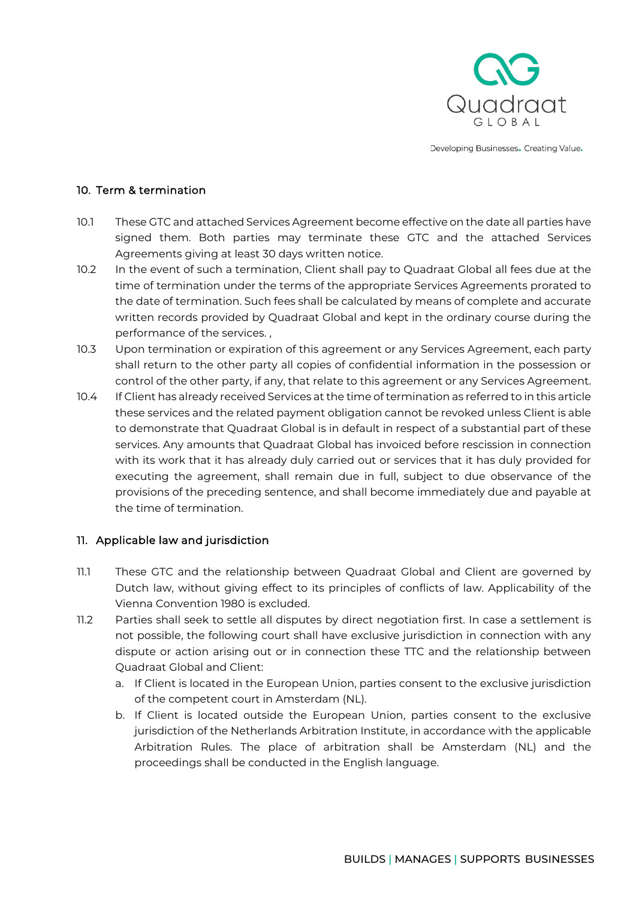## 10. Term & termination

10.1 These GTC and attached Services Agreement become effective on the date all parties have signed them. Both parties may terminate these GTC and the attached Services Agreements giving at least 30 days written notice.

10.2 In the event of such a termination, Client shall pay to Quadraat Global all fees due at the time of termination under the terms of the appropriate Services Agreements prorated to the date of termination. Such fees shall be calculated by means of complete and accurate written records provided by Quadraat Global and kept in the ordinary course during the performance of the services. ,

10.3 Upon termination or expiration of this agreement or any Services Agreement, each party shall return to the other party all copies of confidential information in the possession or control of the other party, if any, that relate to this agreement or any Services Agreement.

10.4 If Client has already received Services at the time of termination as referred to in this article these services and the related payment obligation cannot be revoked unless Client is able to demonstrate that Quadraat Global is in default in respect of a substantial part of these services. Any amounts that Quadraat Global has invoiced before rescission in connection with its work that it has already duly carried out or services that it has duly provided for executing the agreement, shall remain due in full, subject to due observance of the provisions of the preceding sentence, and shall become immediately due and payable at the time of termination.

## 11. Applicable law and jurisdiction

11.1 These GTC and the relationship between Quadraat Global and Client are governed by Dutch law, without giving effect to its principles of conflicts of law. Applicability of the Vienna Convention 1980 is excluded.

11.2 Parties shall seek to settle all disputes by direct negotiation first. In case a settlement is not possible, the following court shall have exclusive jurisdiction in connection with any dispute or action arising out or in connection these TTC and the relationship between Quadraat Global and Client:

a. If Client is located in the European Union, parties consent to the exclusive jurisdiction of the competent court in Amsterdam (NL).

b. If Client is located outside the European Union, parties consent to the exclusive jurisdiction of the Netherlands Arbitration Institute, in accordance with the applicable Arbitration Rules. The place of arbitration shall be Amsterdam (NL) and the proceedings shall be conducted in the English language.